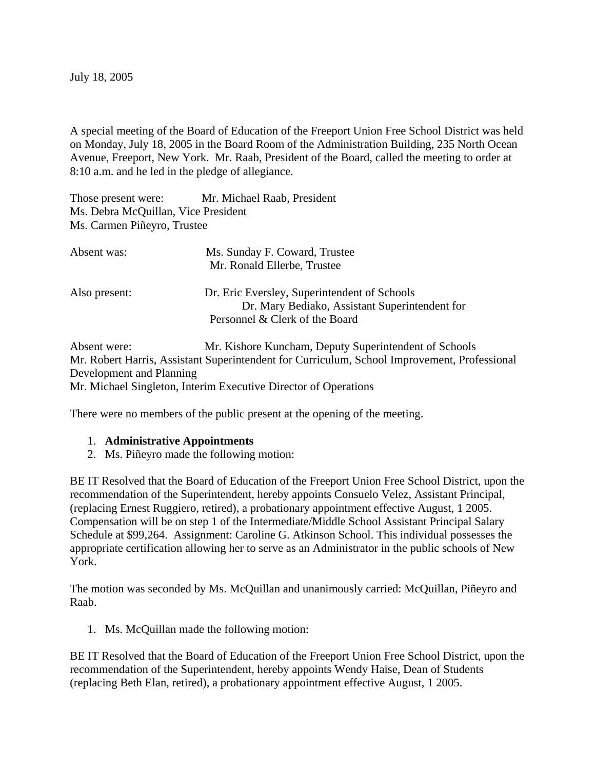July 18, 2005

A special meeting of the Board of Education of the Freeport Union Free School District was held on Monday, July 18, 2005 in the Board Room of the Administration Building, 235 North Ocean Avenue, Freeport, New York. Mr. Raab, President of the Board, called the meeting to order at 8:10 a.m. and he led in the pledge of allegiance.

Those present were: Mr. Michael Raab, President
Ms. Debra McQuillan, Vice President
Ms. Carmen Piñeyro, Trustee

Absent was: Ms. Sunday F. Coward, Trustee
Mr. Ronald Ellerbe, Trustee

Also present: Dr. Eric Eversley, Superintendent of Schools
Dr. Mary Bediako, Assistant Superintendent for Personnel & Clerk of the Board

Absent were: Mr. Kishore Kuncham, Deputy Superintendent of Schools
Mr. Robert Harris, Assistant Superintendent for Curriculum, School Improvement, Professional Development and Planning
Mr. Michael Singleton, Interim Executive Director of Operations

There were no members of the public present at the opening of the meeting.

1. **Administrative Appointments**
2. Ms. Piñeyro made the following motion:

BE IT Resolved that the Board of Education of the Freeport Union Free School District, upon the recommendation of the Superintendent, hereby appoints Consuelo Velez, Assistant Principal, (replacing Ernest Ruggiero, retired), a probationary appointment effective August, 1 2005. Compensation will be on step 1 of the Intermediate/Middle School Assistant Principal Salary Schedule at $99,264. Assignment: Caroline G. Atkinson School. This individual possesses the appropriate certification allowing her to serve as an Administrator in the public schools of New York.

The motion was seconded by Ms. McQuillan and unanimously carried: McQuillan, Piñeyro and Raab.

1. Ms. McQuillan made the following motion:

BE IT Resolved that the Board of Education of the Freeport Union Free School District, upon the recommendation of the Superintendent, hereby appoints Wendy Haise, Dean of Students (replacing Beth Elan, retired), a probationary appointment effective August, 1 2005.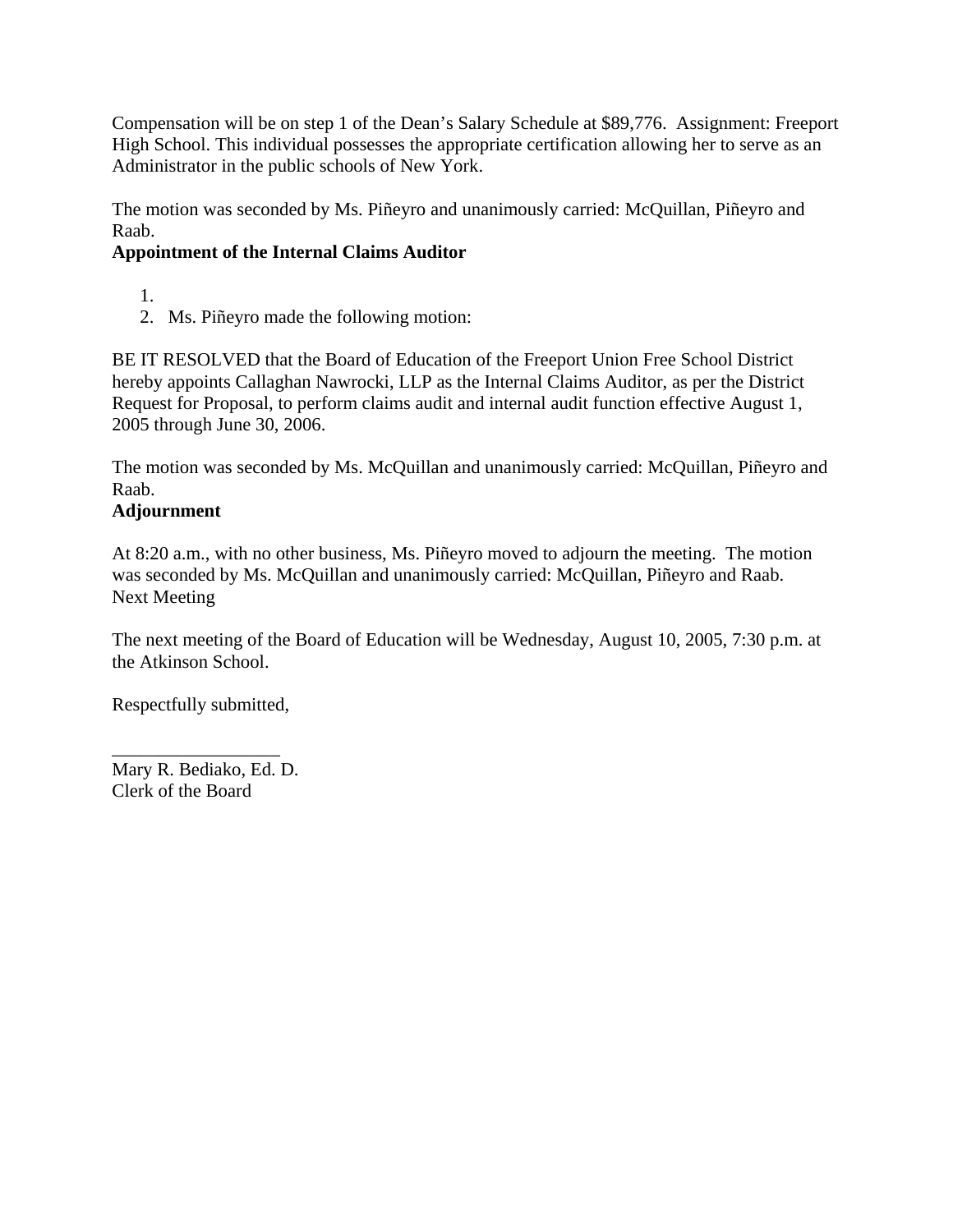Compensation will be on step 1 of the Dean's Salary Schedule at $89,776. Assignment: Freeport High School. This individual possesses the appropriate certification allowing her to serve as an Administrator in the public schools of New York.

The motion was seconded by Ms. Piñeyro and unanimously carried: McQuillan, Piñeyro and Raab.

**Appointment of the Internal Claims Auditor**

1. 
2. Ms. Piñeyro made the following motion:

BE IT RESOLVED that the Board of Education of the Freeport Union Free School District hereby appoints Callaghan Nawrocki, LLP as the Internal Claims Auditor, as per the District Request for Proposal, to perform claims audit and internal audit function effective August 1, 2005 through June 30, 2006.

The motion was seconded by Ms. McQuillan and unanimously carried: McQuillan, Piñeyro and Raab.

**Adjournment**

At 8:20 a.m., with no other business, Ms. Piñeyro moved to adjourn the meeting. The motion was seconded by Ms. McQuillan and unanimously carried: McQuillan, Piñeyro and Raab.

Next Meeting

The next meeting of the Board of Education will be Wednesday, August 10, 2005, 7:30 p.m. at the Atkinson School.

Respectfully submitted,

_________________
Mary R. Bediako, Ed. D.
Clerk of the Board